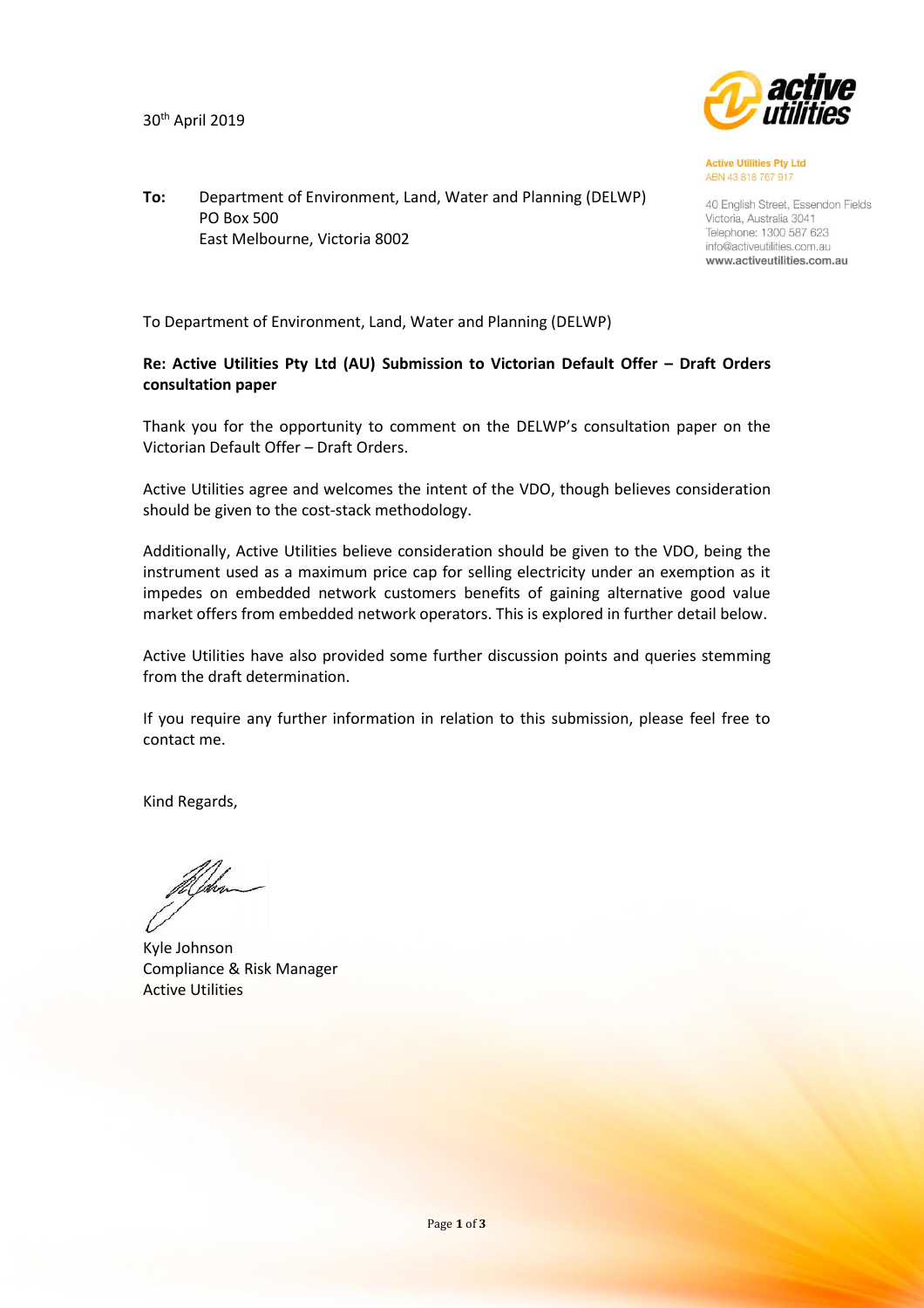30th April 2019

**Active Utilities Pty Ltd**
ABN 43 818 767 917

40 English Street, Essendon Fields
Victoria, Australia 3041
Telephone: 1300 587 623
info@activeutilities.com.au
www.activeutilities.com.au

**To:** Department of Environment, Land, Water and Planning (DELWP)
PO Box 500
East Melbourne, Victoria 8002

To Department of Environment, Land, Water and Planning (DELWP)

**Re: Active Utilities Pty Ltd (AU) Submission to Victorian Default Offer – Draft Orders consultation paper**

Thank you for the opportunity to comment on the DELWP's consultation paper on the Victorian Default Offer – Draft Orders.

Active Utilities agree and welcomes the intent of the VDO, though believes consideration should be given to the cost-stack methodology.

Additionally, Active Utilities believe consideration should be given to the VDO, being the instrument used as a maximum price cap for selling electricity under an exemption as it impedes on embedded network customers benefits of gaining alternative good value market offers from embedded network operators. This is explored in further detail below.

Active Utilities have also provided some further discussion points and queries stemming from the draft determination.

If you require any further information in relation to this submission, please feel free to contact me.

Kind Regards,

Kyle Johnson
Compliance & Risk Manager
Active Utilities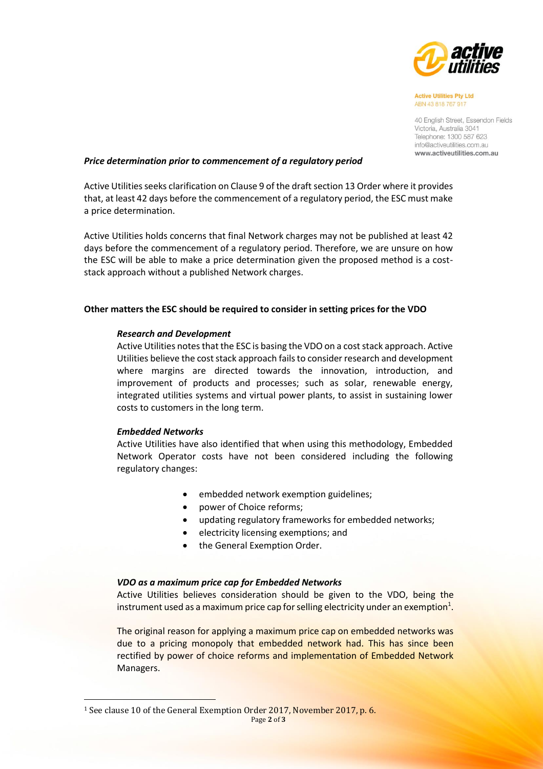### *Price determination prior to commencement of a regulatory period*

Active Utilities seeks clarification on Clause 9 of the draft section 13 Order where it provides that, at least 42 days before the commencement of a regulatory period, the ESC must make a price determination.

Active Utilities holds concerns that final Network charges may not be published at least 42 days before the commencement of a regulatory period. Therefore, we are unsure on how the ESC will be able to make a price determination given the proposed method is a cost-stack approach without a published Network charges.

## Other matters the ESC should be required to consider in setting prices for the VDO

### *Research and Development*

Active Utilities notes that the ESC is basing the VDO on a cost stack approach. Active Utilities believe the cost stack approach fails to consider research and development where margins are directed towards the innovation, introduction, and improvement of products and processes; such as solar, renewable energy, integrated utilities systems and virtual power plants, to assist in sustaining lower costs to customers in the long term.

### *Embedded Networks*

Active Utilities have also identified that when using this methodology, Embedded Network Operator costs have not been considered including the following regulatory changes:

- embedded network exemption guidelines;
- power of Choice reforms;
- updating regulatory frameworks for embedded networks;
- electricity licensing exemptions; and
- the General Exemption Order.

### *VDO as a maximum price cap for Embedded Networks*

Active Utilities believes consideration should be given to the VDO, being the instrument used as a maximum price cap for selling electricity under an exemption[1].

The original reason for applying a maximum price cap on embedded networks was due to a pricing monopoly that embedded network had. This has since been rectified by power of choice reforms and implementation of Embedded Network Managers.

[1] See clause 10 of the General Exemption Order 2017, November 2017, p. 6.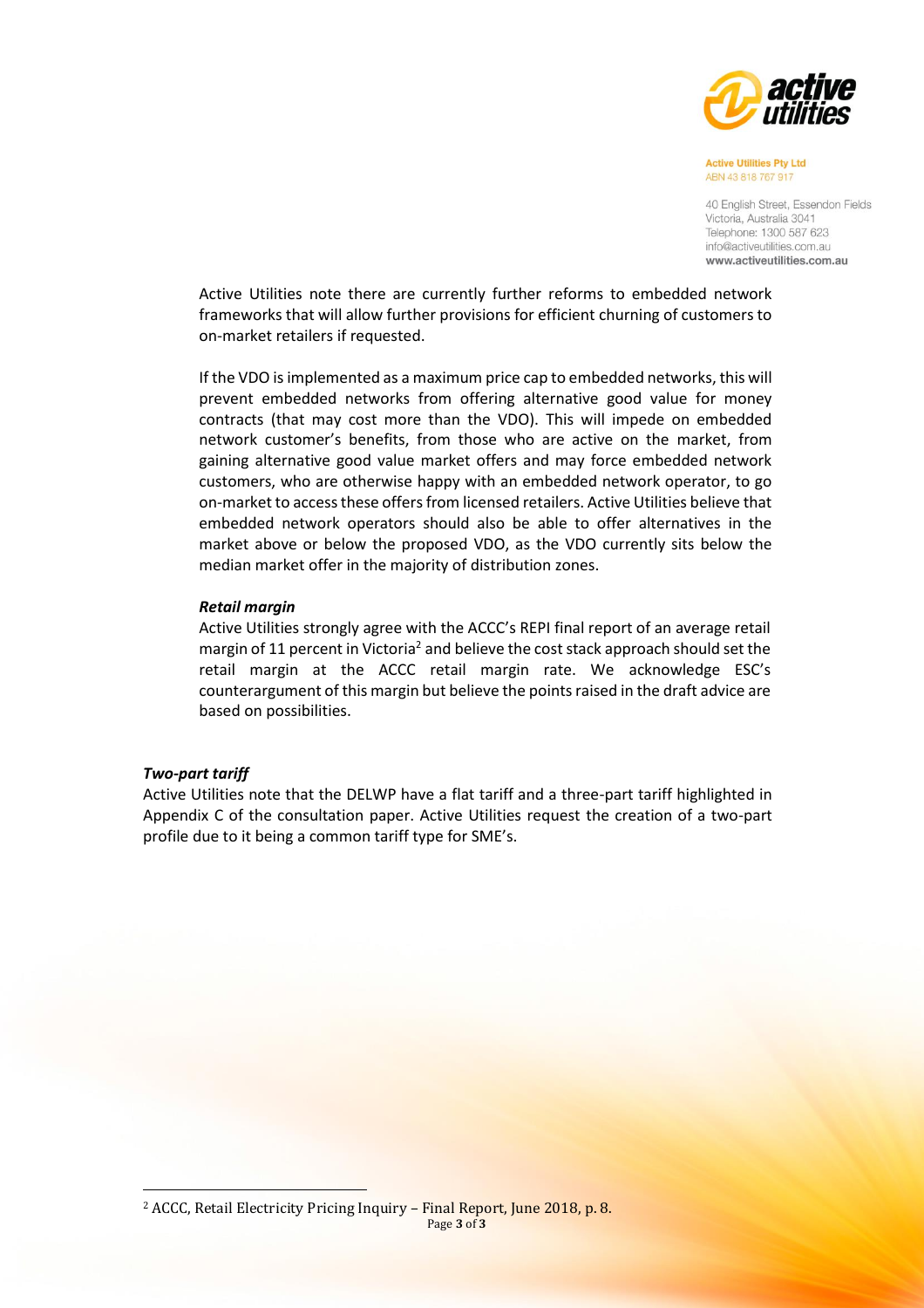Active Utilities note there are currently further reforms to embedded network frameworks that will allow further provisions for efficient churning of customers to on-market retailers if requested.

If the VDO is implemented as a maximum price cap to embedded networks, this will prevent embedded networks from offering alternative good value for money contracts (that may cost more than the VDO). This will impede on embedded network customer's benefits, from those who are active on the market, from gaining alternative good value market offers and may force embedded network customers, who are otherwise happy with an embedded network operator, to go on-market to access these offers from licensed retailers. Active Utilities believe that embedded network operators should also be able to offer alternatives in the market above or below the proposed VDO, as the VDO currently sits below the median market offer in the majority of distribution zones.

***Retail margin***

Active Utilities strongly agree with the ACCC's REPI final report of an average retail margin of 11 percent in Victoria[2] and believe the cost stack approach should set the retail margin at the ACCC retail margin rate. We acknowledge ESC's counterargument of this margin but believe the points raised in the draft advice are based on possibilities.

***Two-part tariff***

Active Utilities note that the DELWP have a flat tariff and a three-part tariff highlighted in Appendix C of the consultation paper. Active Utilities request the creation of a two-part profile due to it being a common tariff type for SME's.

[2] ACCC, Retail Electricity Pricing Inquiry – Final Report, June 2018, p. 8.